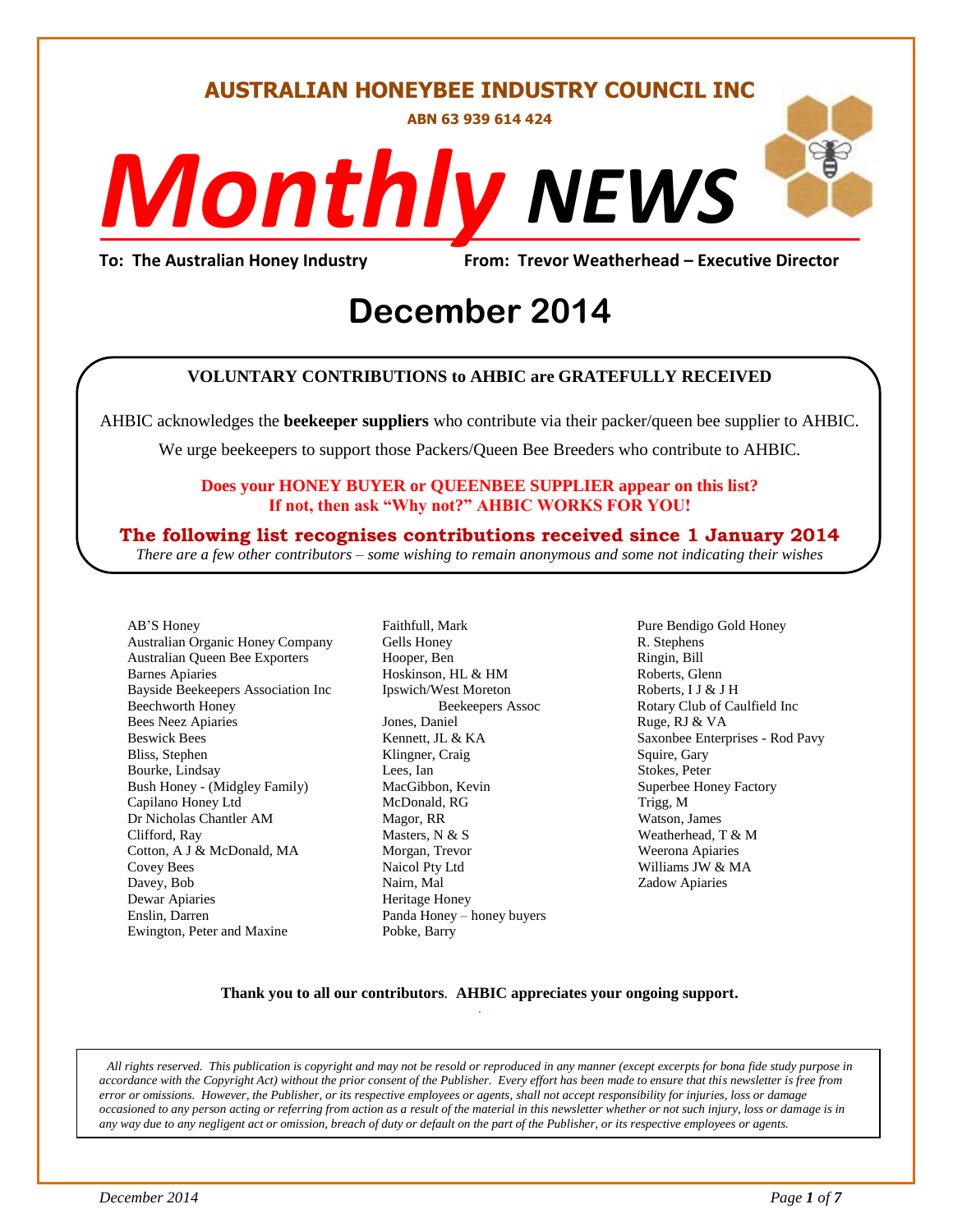# AUSTRALIAN HONEYBEE INDUSTRY COUNCIL INC

**ABN 63 939 614 424**

# *Monthly* NEWS

**To: The Australian Honey Industry** **From: Trevor Weatherhead – Executive Director**

# December 2014

**VOLUNTARY CONTRIBUTIONS to AHBIC are GRATEFULLY RECEIVED**

AHBIC acknowledges the **beekeeper suppliers** who contribute via their packer/queen bee supplier to AHBIC.

We urge beekeepers to support those Packers/Queen Bee Breeders who contribute to AHBIC.

**Does your HONEY BUYER or QUEENBEE SUPPLIER appear on this list?**
**If not, then ask "Why not?" AHBIC WORKS FOR YOU!**

**The following list recognises contributions received since 1 January 2014**

*There are a few other contributors – some wishing to remain anonymous and some not indicating their wishes*

AB'S Honey
Australian Organic Honey Company
Australian Queen Bee Exporters
Barnes Apiaries
Bayside Beekeepers Association Inc
Beechworth Honey
Bees Neez Apiaries
Beswick Bees
Bliss, Stephen
Bourke, Lindsay
Bush Honey - (Midgley Family)
Capilano Honey Ltd
Dr Nicholas Chantler AM
Clifford, Ray
Cotton, A J & McDonald, MA
Covey Bees
Davey, Bob
Dewar Apiaries
Enslin, Darren
Ewington, Peter and Maxine
Faithfull, Mark
Gells Honey
Hooper, Ben
Hoskinson, HL & HM
Ipswich/West Moreton Beekeepers Assoc
Jones, Daniel
Kennett, JL & KA
Klingner, Craig
Lees, Ian
MacGibbon, Kevin
McDonald, RG
Magor, RR
Masters, N & S
Morgan, Trevor
Naicol Pty Ltd
Nairn, Mal
Heritage Honey
Panda Honey – honey buyers
Pobke, Barry
Pure Bendigo Gold Honey
R. Stephens
Ringin, Bill
Roberts, Glenn
Roberts, I J & J H
Rotary Club of Caulfield Inc
Ruge, RJ & VA
Saxonbee Enterprises - Rod Pavy
Squire, Gary
Stokes, Peter
Superbee Honey Factory
Trigg, M
Watson, James
Weatherhead, T & M
Weerona Apiaries
Williams JW & MA
Zadow Apiaries

**Thank you to all our contributors**. **AHBIC appreciates your ongoing support.**

*All rights reserved. This publication is copyright and may not be resold or reproduced in any manner (except excerpts for bona fide study purpose in accordance with the Copyright Act) without the prior consent of the Publisher. Every effort has been made to ensure that this newsletter is free from error or omissions. However, the Publisher, or its respective employees or agents, shall not accept responsibility for injuries, loss or damage occasioned to any person acting or referring from action as a result of the material in this newsletter whether or not such injury, loss or damage is in any way due to any negligent act or omission, breach of duty or default on the part of the Publisher, or its respective employees or agents.*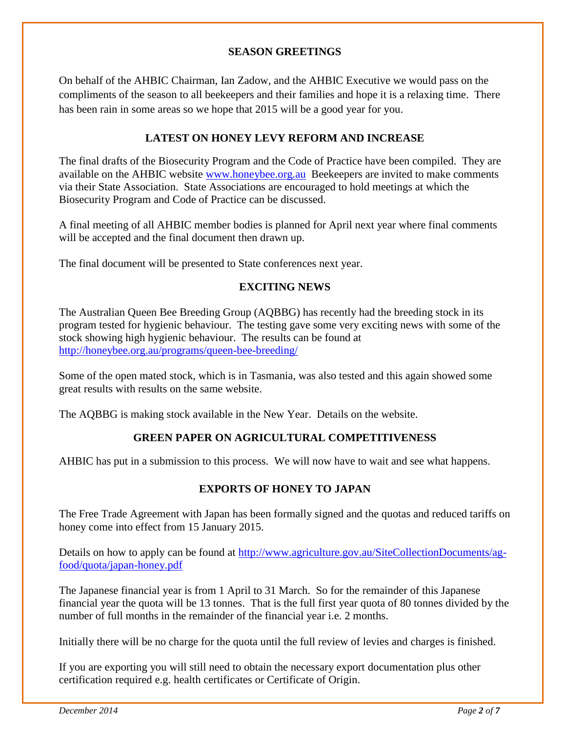## SEASON GREETINGS

On behalf of the AHBIC Chairman, Ian Zadow, and the AHBIC Executive we would pass on the compliments of the season to all beekeepers and their families and hope it is a relaxing time. There has been rain in some areas so we hope that 2015 will be a good year for you.

## LATEST ON HONEY LEVY REFORM AND INCREASE

The final drafts of the Biosecurity Program and the Code of Practice have been compiled. They are available on the AHBIC website www.honeybee.org.au Beekeepers are invited to make comments via their State Association. State Associations are encouraged to hold meetings at which the Biosecurity Program and Code of Practice can be discussed.

A final meeting of all AHBIC member bodies is planned for April next year where final comments will be accepted and the final document then drawn up.

The final document will be presented to State conferences next year.

## EXCITING NEWS

The Australian Queen Bee Breeding Group (AQBBG) has recently had the breeding stock in its program tested for hygienic behaviour. The testing gave some very exciting news with some of the stock showing high hygienic behaviour. The results can be found at http://honeybee.org.au/programs/queen-bee-breeding/

Some of the open mated stock, which is in Tasmania, was also tested and this again showed some great results with results on the same website.

The AQBBG is making stock available in the New Year. Details on the website.

## GREEN PAPER ON AGRICULTURAL COMPETITIVENESS

AHBIC has put in a submission to this process. We will now have to wait and see what happens.

## EXPORTS OF HONEY TO JAPAN

The Free Trade Agreement with Japan has been formally signed and the quotas and reduced tariffs on honey come into effect from 15 January 2015.

Details on how to apply can be found at http://www.agriculture.gov.au/SiteCollectionDocuments/ag-food/quota/japan-honey.pdf

The Japanese financial year is from 1 April to 31 March. So for the remainder of this Japanese financial year the quota will be 13 tonnes. That is the full first year quota of 80 tonnes divided by the number of full months in the remainder of the financial year i.e. 2 months.

Initially there will be no charge for the quota until the full review of levies and charges is finished.

If you are exporting you will still need to obtain the necessary export documentation plus other certification required e.g. health certificates or Certificate of Origin.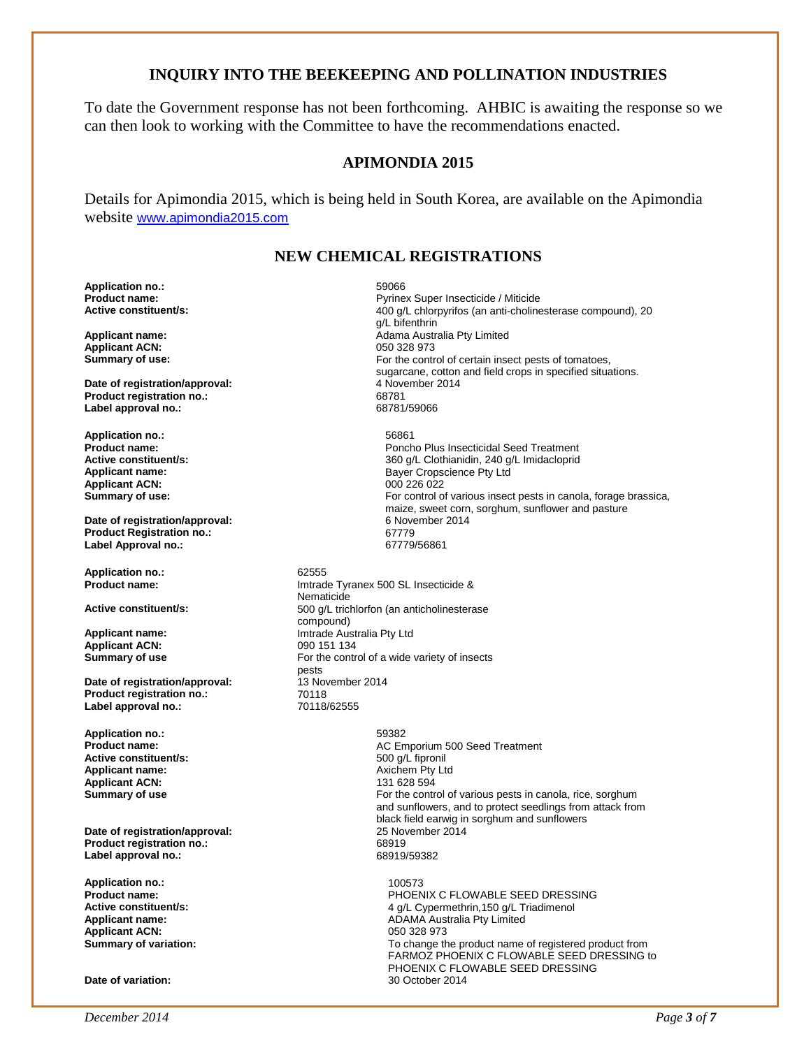## INQUIRY INTO THE BEEKEEPING AND POLLINATION INDUSTRIES

To date the Government response has not been forthcoming. AHBIC is awaiting the response so we can then look to working with the Committee to have the recommendations enacted.

## APIMONDIA 2015

Details for Apimondia 2015, which is being held in South Korea, are available on the Apimondia website www.apimondia2015.com

## NEW CHEMICAL REGISTRATIONS

**Application no.:** 59066
**Product name:** Pyrinex Super Insecticide / Miticide
**Active constituent/s:** 400 g/L chlorpyrifos (an anti-cholinesterase compound), 20 g/L bifenthrin
**Applicant name:** Adama Australia Pty Limited
**Applicant ACN:** 050 328 973
**Summary of use:** For the control of certain insect pests of tomatoes, sugarcane, cotton and field crops in specified situations.
**Date of registration/approval:** 4 November 2014
**Product registration no.:** 68781
**Label approval no.:** 68781/59066

**Application no.:** 56861
**Product name:** Poncho Plus Insecticidal Seed Treatment
**Active constituent/s:** 360 g/L Clothianidin, 240 g/L Imidacloprid
**Applicant name:** Bayer Cropscience Pty Ltd
**Applicant ACN:** 000 226 022
**Summary of use:** For control of various insect pests in canola, forage brassica, maize, sweet corn, sorghum, sunflower and pasture
**Date of registration/approval:** 6 November 2014
**Product Registration no.:** 67779
**Label Approval no.:** 67779/56861

**Application no.:** 62555
**Product name:** Imtrade Tyranex 500 SL Insecticide & Nematicide
**Active constituent/s:** 500 g/L trichlorfon (an anticholinesterase compound)
**Applicant name:** Imtrade Australia Pty Ltd
**Applicant ACN:** 090 151 134
**Summary of use** For the control of a wide variety of insects pests
**Date of registration/approval:** 13 November 2014
**Product registration no.:** 70118
**Label approval no.:** 70118/62555

**Application no.:** 59382
**Product name:** AC Emporium 500 Seed Treatment
**Active constituent/s:** 500 g/L fipronil
**Applicant name:** Axichem Pty Ltd
**Applicant ACN:** 131 628 594
**Summary of use** For the control of various pests in canola, rice, sorghum and sunflowers, and to protect seedlings from attack from black field earwig in sorghum and sunflowers
**Date of registration/approval:** 25 November 2014
**Product registration no.:** 68919
**Label approval no.:** 68919/59382

**Application no.:** 100573
**Product name:** PHOENIX C FLOWABLE SEED DRESSING
**Active constituent/s:** 4 g/L Cypermethrin,150 g/L Triadimenol
**Applicant name:** ADAMA Australia Pty Limited
**Applicant ACN:** 050 328 973
**Summary of variation:** To change the product name of registered product from FARMOZ PHOENIX C FLOWABLE SEED DRESSING to PHOENIX C FLOWABLE SEED DRESSING
**Date of variation:** 30 October 2014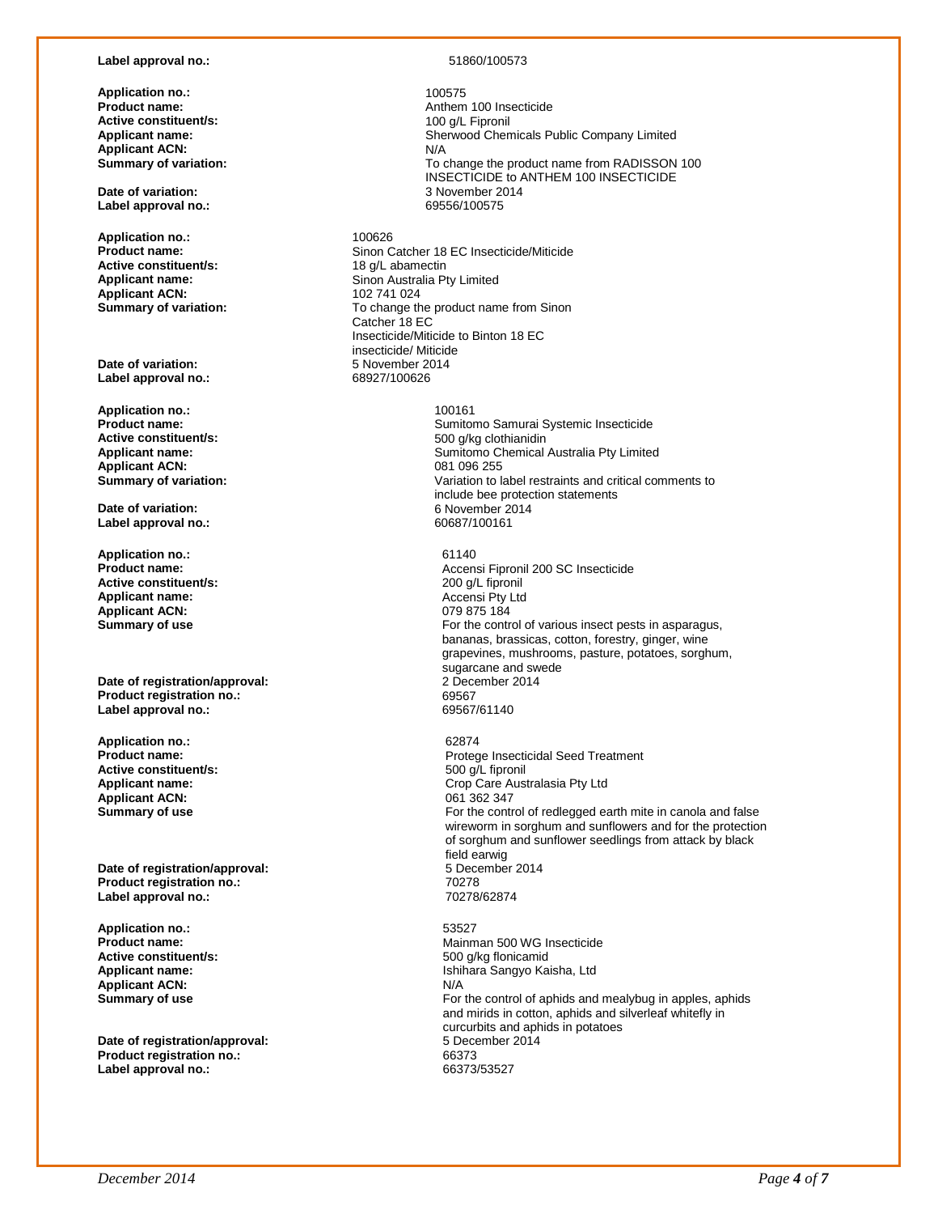**Label approval no.:** 51860/100573

| | |
|---|---|
| **Application no.:** | 100575 |
| **Product name:** | Anthem 100 Insecticide |
| **Active constituent/s:** | 100 g/L Fipronil |
| **Applicant name:** | Sherwood Chemicals Public Company Limited |
| **Applicant ACN:** | N/A |
| **Summary of variation:** | To change the product name from RADISSON 100 INSECTICIDE to ANTHEM 100 INSECTICIDE |
| **Date of variation:** | 3 November 2014 |
| **Label approval no.:** | 69556/100575 |

| | |
|---|---|
| **Application no.:** | 100626 |
| **Product name:** | Sinon Catcher 18 EC Insecticide/Miticide |
| **Active constituent/s:** | 18 g/L abamectin |
| **Applicant name:** | Sinon Australia Pty Limited |
| **Applicant ACN:** | 102 741 024 |
| **Summary of variation:** | To change the product name from Sinon Catcher 18 EC Insecticide/Miticide to Binton 18 EC insecticide/ Miticide |
| **Date of variation:** | 5 November 2014 |
| **Label approval no.:** | 68927/100626 |

| | |
|---|---|
| **Application no.:** | 100161 |
| **Product name:** | Sumitomo Samurai Systemic Insecticide |
| **Active constituent/s:** | 500 g/kg clothianidin |
| **Applicant name:** | Sumitomo Chemical Australia Pty Limited |
| **Applicant ACN:** | 081 096 255 |
| **Summary of variation:** | Variation to label restraints and critical comments to include bee protection statements |
| **Date of variation:** | 6 November 2014 |
| **Label approval no.:** | 60687/100161 |

| | |
|---|---|
| **Application no.:** | 61140 |
| **Product name:** | Accensi Fipronil 200 SC Insecticide |
| **Active constituent/s:** | 200 g/L fipronil |
| **Applicant name:** | Accensi Pty Ltd |
| **Applicant ACN:** | 079 875 184 |
| **Summary of use** | For the control of various insect pests in asparagus, bananas, brassicas, cotton, forestry, ginger, wine grapevines, mushrooms, pasture, potatoes, sorghum, sugarcane and swede |
| **Date of registration/approval:** | 2 December 2014 |
| **Product registration no.:** | 69567 |
| **Label approval no.:** | 69567/61140 |

| | |
|---|---|
| **Application no.:** | 62874 |
| **Product name:** | Protege Insecticidal Seed Treatment |
| **Active constituent/s:** | 500 g/L fipronil |
| **Applicant name:** | Crop Care Australasia Pty Ltd |
| **Applicant ACN:** | 061 362 347 |
| **Summary of use** | For the control of redlegged earth mite in canola and false wireworm in sorghum and sunflowers and for the protection of sorghum and sunflower seedlings from attack by black field earwig |
| **Date of registration/approval:** | 5 December 2014 |
| **Product registration no.:** | 70278 |
| **Label approval no.:** | 70278/62874 |

| | |
|---|---|
| **Application no.:** | 53527 |
| **Product name:** | Mainman 500 WG Insecticide |
| **Active constituent/s:** | 500 g/kg flonicamid |
| **Applicant name:** | Ishihara Sangyo Kaisha, Ltd |
| **Applicant ACN:** | N/A |
| **Summary of use** | For the control of aphids and mealybug in apples, aphids and mirids in cotton, aphids and silverleaf whitefly in curcurbits and aphids in potatoes |
| **Date of registration/approval:** | 5 December 2014 |
| **Product registration no.:** | 66373 |
| **Label approval no.:** | 66373/53527 |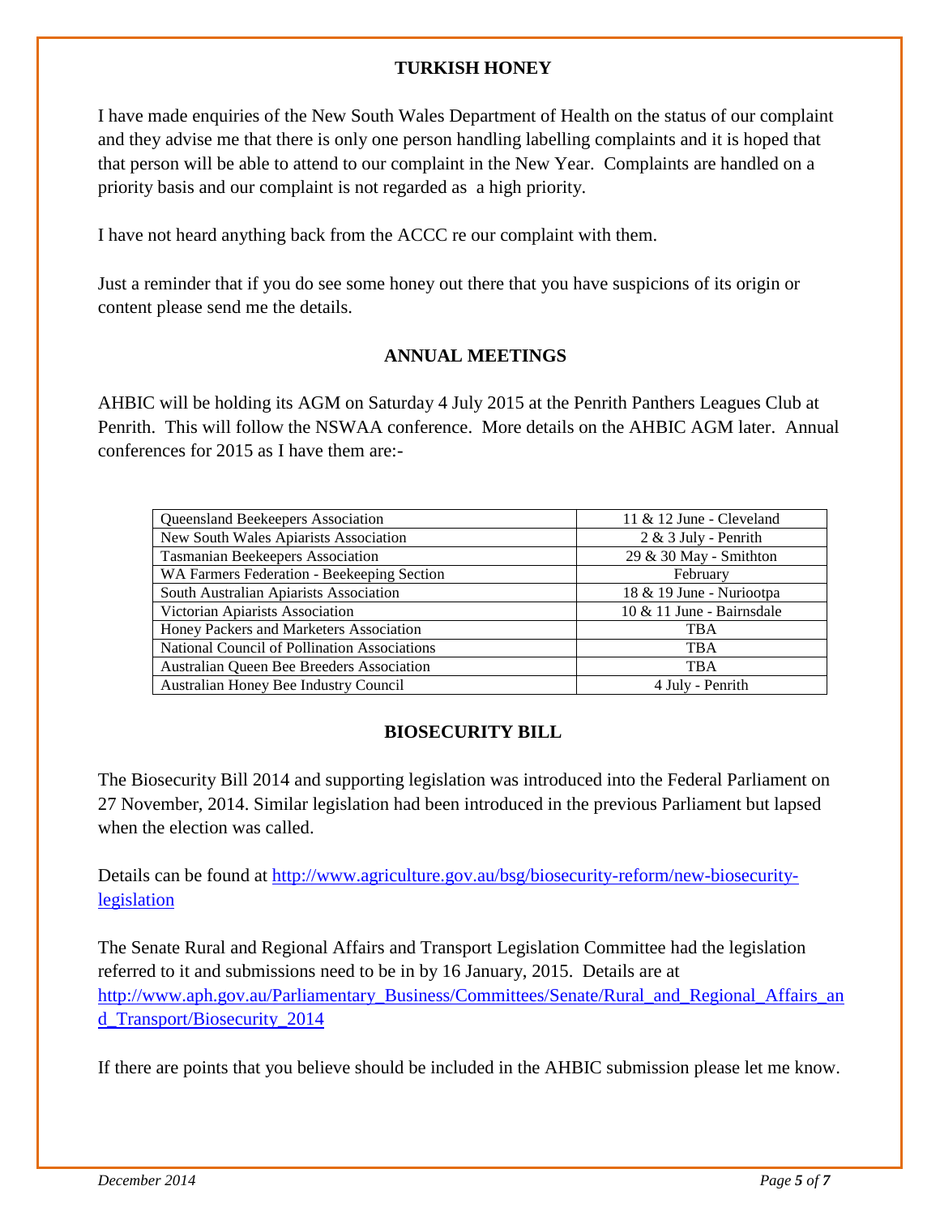## TURKISH HONEY

I have made enquiries of the New South Wales Department of Health on the status of our complaint and they advise me that there is only one person handling labelling complaints and it is hoped that that person will be able to attend to our complaint in the New Year. Complaints are handled on a priority basis and our complaint is not regarded as a high priority.

I have not heard anything back from the ACCC re our complaint with them.

Just a reminder that if you do see some honey out there that you have suspicions of its origin or content please send me the details.

## ANNUAL MEETINGS

AHBIC will be holding its AGM on Saturday 4 July 2015 at the Penrith Panthers Leagues Club at Penrith. This will follow the NSWAA conference. More details on the AHBIC AGM later. Annual conferences for 2015 as I have them are:-

| | |
|---|---|
| Queensland Beekeepers Association | 11 & 12 June - Cleveland |
| New South Wales Apiarists Association | 2 & 3 July - Penrith |
| Tasmanian Beekeepers Association | 29 & 30 May - Smithton |
| WA Farmers Federation - Beekeeping Section | February |
| South Australian Apiarists Association | 18 & 19 June - Nuriootpa |
| Victorian Apiarists Association | 10 & 11 June - Bairnsdale |
| Honey Packers and Marketers Association | TBA |
| National Council of Pollination Associations | TBA |
| Australian Queen Bee Breeders Association | TBA |
| Australian Honey Bee Industry Council | 4 July - Penrith |

## BIOSECURITY BILL

The Biosecurity Bill 2014 and supporting legislation was introduced into the Federal Parliament on 27 November, 2014. Similar legislation had been introduced in the previous Parliament but lapsed when the election was called.

Details can be found at http://www.agriculture.gov.au/bsg/biosecurity-reform/new-biosecurity-legislation

The Senate Rural and Regional Affairs and Transport Legislation Committee had the legislation referred to it and submissions need to be in by 16 January, 2015. Details are at http://www.aph.gov.au/Parliamentary_Business/Committees/Senate/Rural_and_Regional_Affairs_and_Transport/Biosecurity_2014

If there are points that you believe should be included in the AHBIC submission please let me know.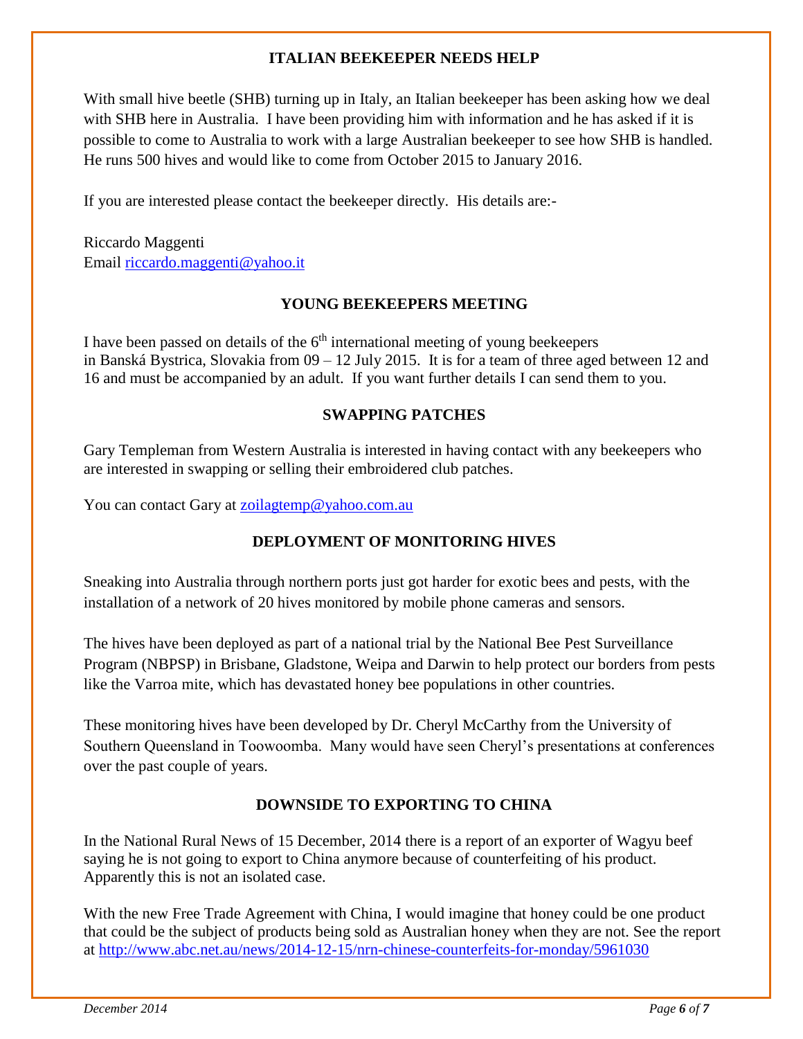## ITALIAN BEEKEEPER NEEDS HELP

With small hive beetle (SHB) turning up in Italy, an Italian beekeeper has been asking how we deal with SHB here in Australia. I have been providing him with information and he has asked if it is possible to come to Australia to work with a large Australian beekeeper to see how SHB is handled. He runs 500 hives and would like to come from October 2015 to January 2016.

If you are interested please contact the beekeeper directly. His details are:-

Riccardo Maggenti
Email riccardo.maggenti@yahoo.it

## YOUNG BEEKEEPERS MEETING

I have been passed on details of the 6th international meeting of young beekeepers in Banská Bystrica, Slovakia from 09 – 12 July 2015. It is for a team of three aged between 12 and 16 and must be accompanied by an adult. If you want further details I can send them to you.

## SWAPPING PATCHES

Gary Templeman from Western Australia is interested in having contact with any beekeepers who are interested in swapping or selling their embroidered club patches.

You can contact Gary at zoilagtemp@yahoo.com.au

## DEPLOYMENT OF MONITORING HIVES

Sneaking into Australia through northern ports just got harder for exotic bees and pests, with the installation of a network of 20 hives monitored by mobile phone cameras and sensors.

The hives have been deployed as part of a national trial by the National Bee Pest Surveillance Program (NBPSP) in Brisbane, Gladstone, Weipa and Darwin to help protect our borders from pests like the Varroa mite, which has devastated honey bee populations in other countries.

These monitoring hives have been developed by Dr. Cheryl McCarthy from the University of Southern Queensland in Toowoomba. Many would have seen Cheryl's presentations at conferences over the past couple of years.

## DOWNSIDE TO EXPORTING TO CHINA

In the National Rural News of 15 December, 2014 there is a report of an exporter of Wagyu beef saying he is not going to export to China anymore because of counterfeiting of his product. Apparently this is not an isolated case.

With the new Free Trade Agreement with China, I would imagine that honey could be one product that could be the subject of products being sold as Australian honey when they are not. See the report at http://www.abc.net.au/news/2014-12-15/nrn-chinese-counterfeits-for-monday/5961030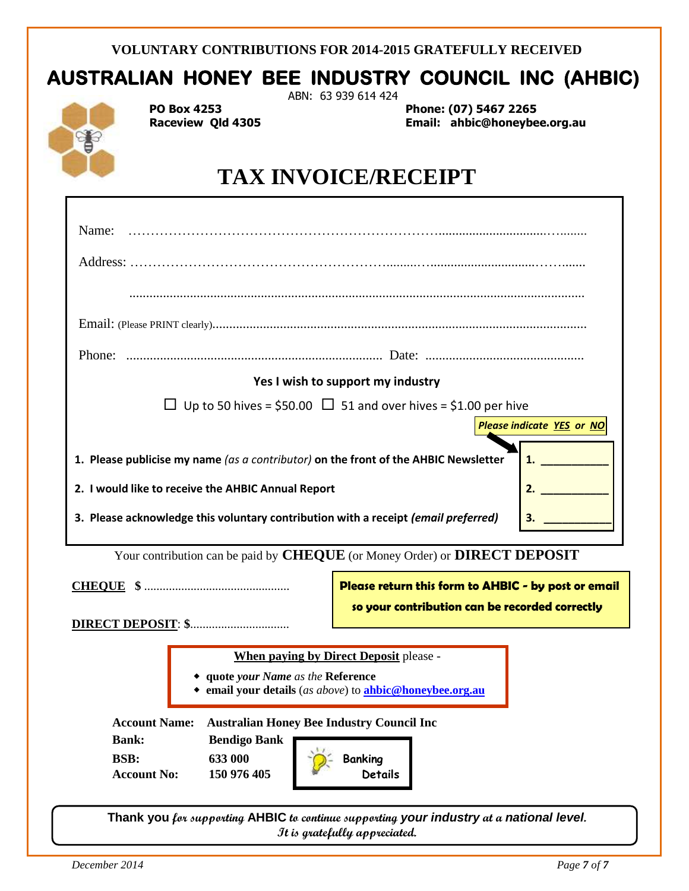**VOLUNTARY CONTRIBUTIONS FOR 2014-2015 GRATEFULLY RECEIVED**

# AUSTRALIAN HONEY BEE INDUSTRY COUNCIL INC (AHBIC)

ABN: 63 939 614 424

**PO Box 4253**
**Raceview Qld 4305**

**Phone: (07) 5467 2265**
**Email: ahbic@honeybee.org.au**

# TAX INVOICE/RECEIPT

Name: ……………………………………………………………………………………

Address: ……………………………………………………………………………………

……………………………………………………………………………………

Email: (Please PRINT clearly)……………………………………………………………

Phone: ………………………………………… Date: ………………………………

**Yes I wish to support my industry**

☐ Up to 50 hives = $50.00 ☐ 51 and over hives = $1.00 per hive

***Please indicate YES or NO***

1. **Please publicise my name** *(as a contributor)* **on the front of the AHBIC Newsletter** **1. ________**
2. **I would like to receive the AHBIC Annual Report** **2. ________**
3. **Please acknowledge this voluntary contribution with a receipt** ***(email preferred)*** **3. ________**

Your contribution can be paid by **CHEQUE** (or Money Order) or **DIRECT DEPOSIT**

**CHEQUE $** ………………………

**DIRECT DEPOSIT: $**………………………

**Please return this form to AHBIC - by post or email so your contribution can be recorded correctly**

**When paying by Direct Deposit** please -

- **quote** ***your Name*** *as the* **Reference**
- **email your details** (*as above*) to **ahbic@honeybee.org.au**

| | |
|---|---|
| **Account Name:** | **Australian Honey Bee Industry Council Inc** |
| **Bank:** | **Bendigo Bank** |
| **BSB:** | **633 000** |
| **Account No:** | **150 976 405** |

Banking Details

**Thank you** *for supporting* **AHBIC** *to continue supporting* ***your industry*** *at a* ***national level.*** *It is gratefully appreciated.*